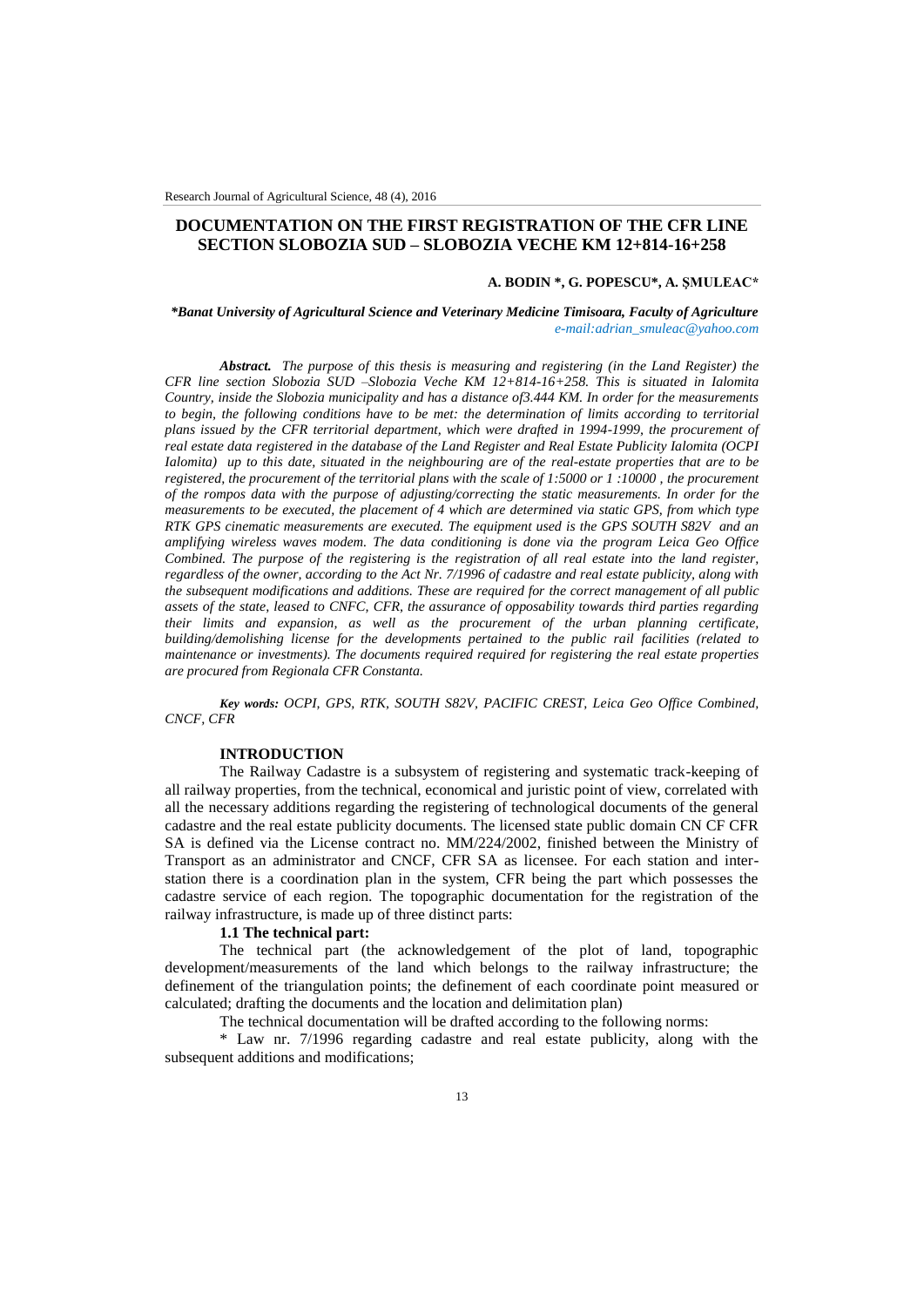# DOCUMENTATION ON THE FIRST REGISTRATION OF THE CFR LINE SECTION SLOBOZIA SUD – SLOBOZIA VECHE KM 12+814-16+258

**A. BODIN \*, G. POPESCU\*, A. ŞMULEAC\***

*\*Banat University of Agricultural Science and Veterinary Medicine Timisoara, Faculty of Agriculture*
*e-mail:adrian_smuleac@yahoo.com*

***Abstract.*** *The purpose of this thesis is measuring and registering (in the Land Register) the CFR line section Slobozia SUD –Slobozia Veche KM 12+814-16+258. This is situated in Ialomita Country, inside the Slobozia municipality and has a distance of3.444 KM. In order for the measurements to begin, the following conditions have to be met: the determination of limits according to territorial plans issued by the CFR territorial department, which were drafted in 1994-1999, the procurement of real estate data registered in the database of the Land Register and Real Estate Publicity Ialomita (OCPI Ialomita) up to this date, situated in the neighbouring are of the real-estate properties that are to be registered, the procurement of the territorial plans with the scale of 1:5000 or 1 :10000 , the procurement of the rompos data with the purpose of adjusting/correcting the static measurements. In order for the measurements to be executed, the placement of 4 which are determined via static GPS, from which type RTK GPS cinematic measurements are executed. The equipment used is the GPS SOUTH S82V and an amplifying wireless waves modem. The data conditioning is done via the program Leica Geo Office Combined. The purpose of the registering is the registration of all real estate into the land register, regardless of the owner, according to the Act Nr. 7/1996 of cadastre and real estate publicity, along with the subsequent modifications and additions. These are required for the correct management of all public assets of the state, leased to CNFC, CFR, the assurance of opposability towards third parties regarding their limits and expansion, as well as the procurement of the urban planning certificate, building/demolishing license for the developments pertained to the public rail facilities (related to maintenance or investments). The documents required required for registering the real estate properties are procured from Regionala CFR Constanta.*

***Key words:*** *OCPI, GPS, RTK, SOUTH S82V, PACIFIC CREST, Leica Geo Office Combined, CNCF, CFR*

## INTRODUCTION

The Railway Cadastre is a subsystem of registering and systematic track-keeping of all railway properties, from the technical, economical and juristic point of view, correlated with all the necessary additions regarding the registering of technological documents of the general cadastre and the real estate publicity documents. The licensed state public domain CN CF CFR SA is defined via the License contract no. MM/224/2002, finished between the Ministry of Transport as an administrator and CNCF, CFR SA as licensee. For each station and inter-station there is a coordination plan in the system, CFR being the part which possesses the cadastre service of each region. The topographic documentation for the registration of the railway infrastructure, is made up of three distinct parts:

### 1.1 The technical part:

The technical part (the acknowledgement of the plot of land, topographic development/measurements of the land which belongs to the railway infrastructure; the definement of the triangulation points; the definement of each coordinate point measured or calculated; drafting the documents and the location and delimitation plan)

The technical documentation will be drafted according to the following norms:

\* Law nr. 7/1996 regarding cadastre and real estate publicity, along with the subsequent additions and modifications;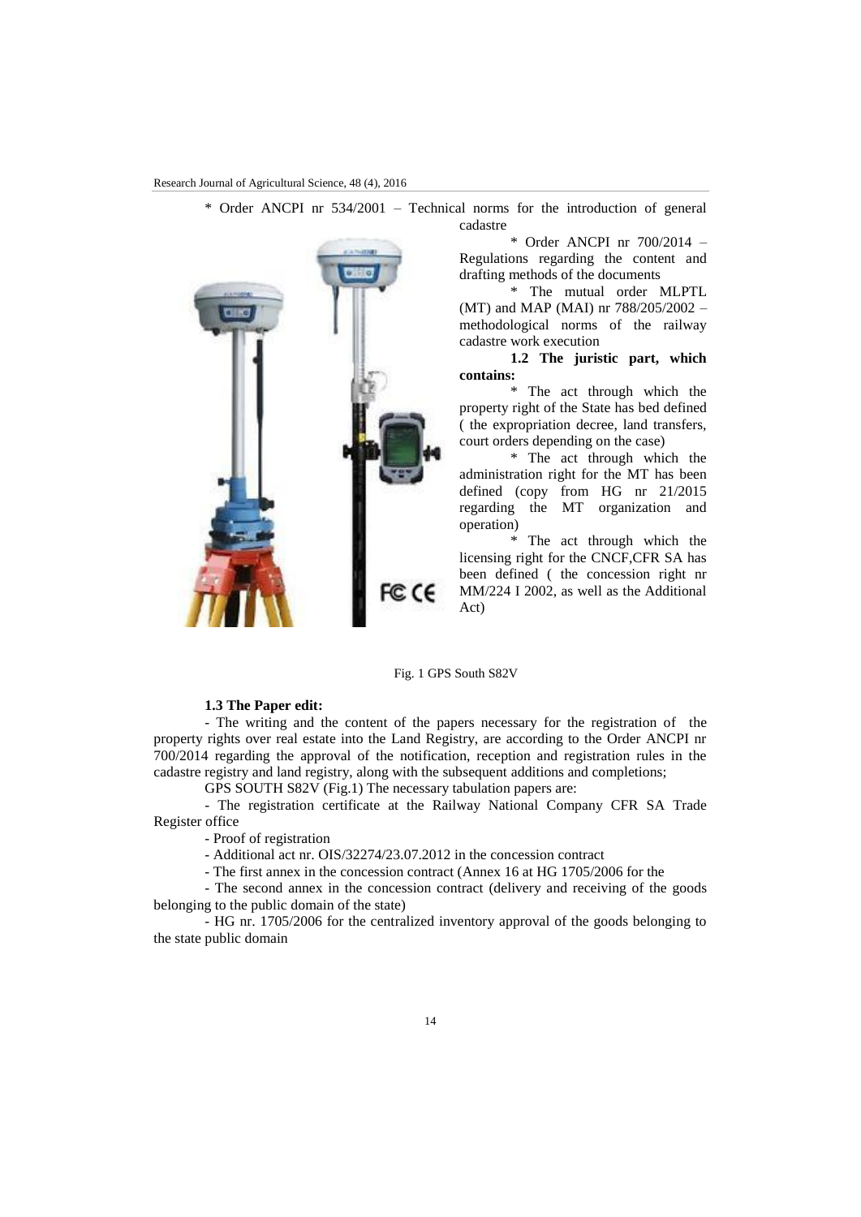* Order ANCPI nr 534/2001 – Technical norms for the introduction of general cadastre

* Order ANCPI nr 700/2014 – Regulations regarding the content and drafting methods of the documents

* The mutual order MLPTL (MT) and MAP (MAI) nr 788/205/2002 – methodological norms of the railway cadastre work execution

**1.2 The juristic part, which contains:**

* The act through which the property right of the State has bed defined ( the expropriation decree, land transfers, court orders depending on the case)

* The act through which the administration right for the MT has been defined (copy from HG nr 21/2015 regarding the MT organization and operation)

* The act through which the licensing right for the CNCF,CFR SA has been defined ( the concession right nr MM/224 I 2002, as well as the Additional Act)

Fig. 1 GPS South S82V

**1.3 The Paper edit:**

- The writing and the content of the papers necessary for the registration of the property rights over real estate into the Land Registry, are according to the Order ANCPI nr 700/2014 regarding the approval of the notification, reception and registration rules in the cadastre registry and land registry, along with the subsequent additions and completions;

GPS SOUTH S82V (Fig.1) The necessary tabulation papers are:

- The registration certificate at the Railway National Company CFR SA Trade Register office

- Proof of registration

- Additional act nr. OIS/32274/23.07.2012 in the concession contract

- The first annex in the concession contract (Annex 16 at HG 1705/2006 for the

- The second annex in the concession contract (delivery and receiving of the goods belonging to the public domain of the state)

- HG nr. 1705/2006 for the centralized inventory approval of the goods belonging to the state public domain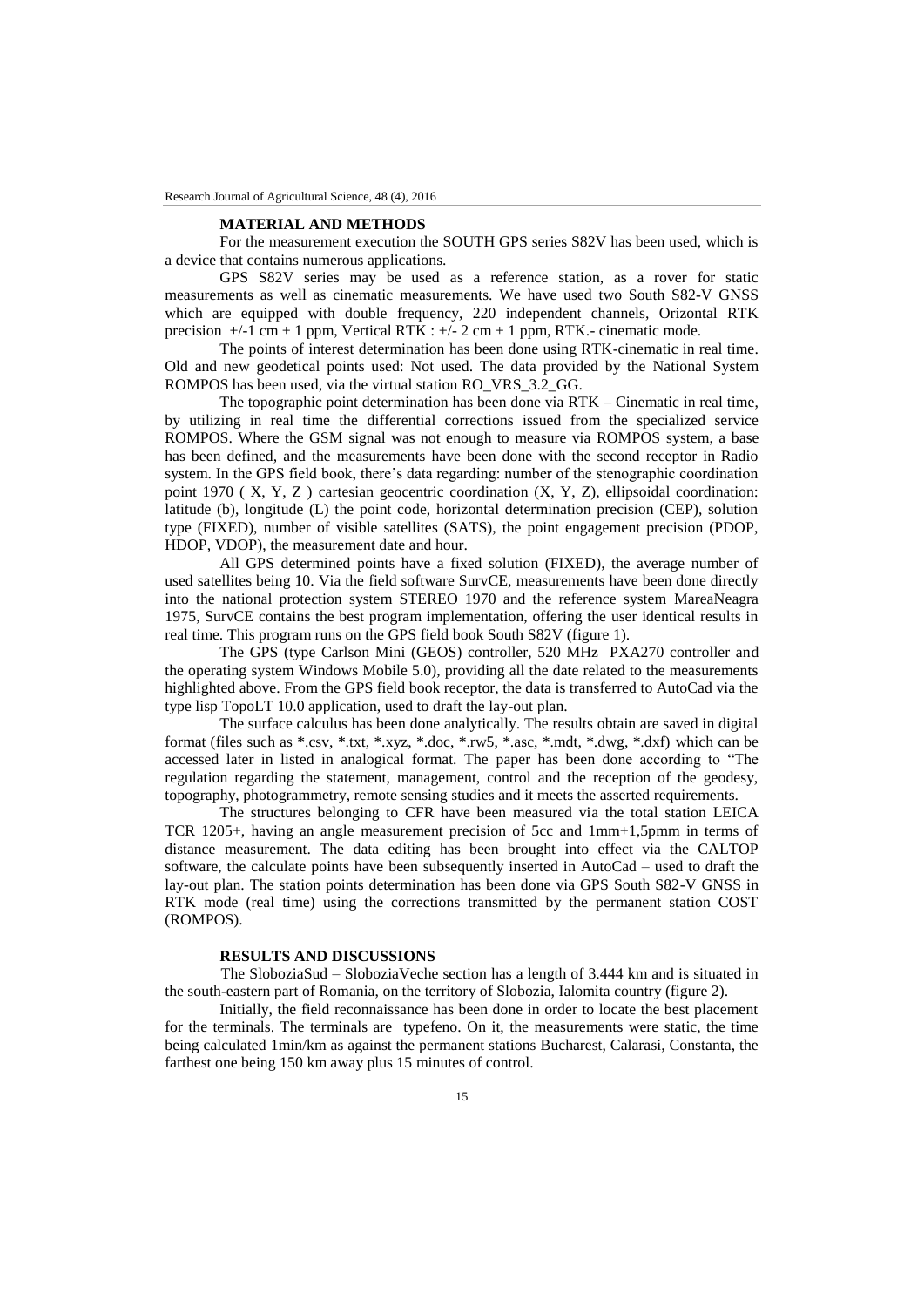## MATERIAL AND METHODS

For the measurement execution the SOUTH GPS series S82V has been used, which is a device that contains numerous applications.

GPS S82V series may be used as a reference station, as a rover for static measurements as well as cinematic measurements. We have used two South S82-V GNSS which are equipped with double frequency, 220 independent channels, Orizontal RTK precision +/-1 cm + 1 ppm, Vertical RTK : +/- 2 cm + 1 ppm, RTK.- cinematic mode.

The points of interest determination has been done using RTK-cinematic in real time. Old and new geodetical points used: Not used. The data provided by the National System ROMPOS has been used, via the virtual station RO_VRS_3.2_GG.

The topographic point determination has been done via RTK – Cinematic in real time, by utilizing in real time the differential corrections issued from the specialized service ROMPOS. Where the GSM signal was not enough to measure via ROMPOS system, a base has been defined, and the measurements have been done with the second receptor in Radio system. In the GPS field book, there's data regarding: number of the stenographic coordination point 1970 ( X, Y, Z ) cartesian geocentric coordination (X, Y, Z), ellipsoidal coordination: latitude (b), longitude (L) the point code, horizontal determination precision (CEP), solution type (FIXED), number of visible satellites (SATS), the point engagement precision (PDOP, HDOP, VDOP), the measurement date and hour.

All GPS determined points have a fixed solution (FIXED), the average number of used satellites being 10. Via the field software SurvCE, measurements have been done directly into the national protection system STEREO 1970 and the reference system MareaNeagra 1975, SurvCE contains the best program implementation, offering the user identical results in real time. This program runs on the GPS field book South S82V (figure 1).

The GPS (type Carlson Mini (GEOS) controller, 520 MHz PXA270 controller and the operating system Windows Mobile 5.0), providing all the date related to the measurements highlighted above. From the GPS field book receptor, the data is transferred to AutoCad via the type lisp TopoLT 10.0 application, used to draft the lay-out plan.

The surface calculus has been done analytically. The results obtain are saved in digital format (files such as *.csv, *.txt, *.xyz, *.doc, *.rw5, *.asc, *.mdt, *.dwg, *.dxf) which can be accessed later in listed in analogical format. The paper has been done according to "The regulation regarding the statement, management, control and the reception of the geodesy, topography, photogrammetry, remote sensing studies and it meets the asserted requirements.

The structures belonging to CFR have been measured via the total station LEICA TCR 1205+, having an angle measurement precision of 5cc and 1mm+1,5pmm in terms of distance measurement. The data editing has been brought into effect via the CALTOP software, the calculate points have been subsequently inserted in AutoCad – used to draft the lay-out plan. The station points determination has been done via GPS South S82-V GNSS in RTK mode (real time) using the corrections transmitted by the permanent station COST (ROMPOS).

## RESULTS AND DISCUSSIONS

The SloboziaSud – SloboziaVeche section has a length of 3.444 km and is situated in the south-eastern part of Romania, on the territory of Slobozia, Ialomita country (figure 2).

Initially, the field reconnaissance has been done in order to locate the best placement for the terminals. The terminals are typefeno. On it, the measurements were static, the time being calculated 1min/km as against the permanent stations Bucharest, Calarasi, Constanta, the farthest one being 150 km away plus 15 minutes of control.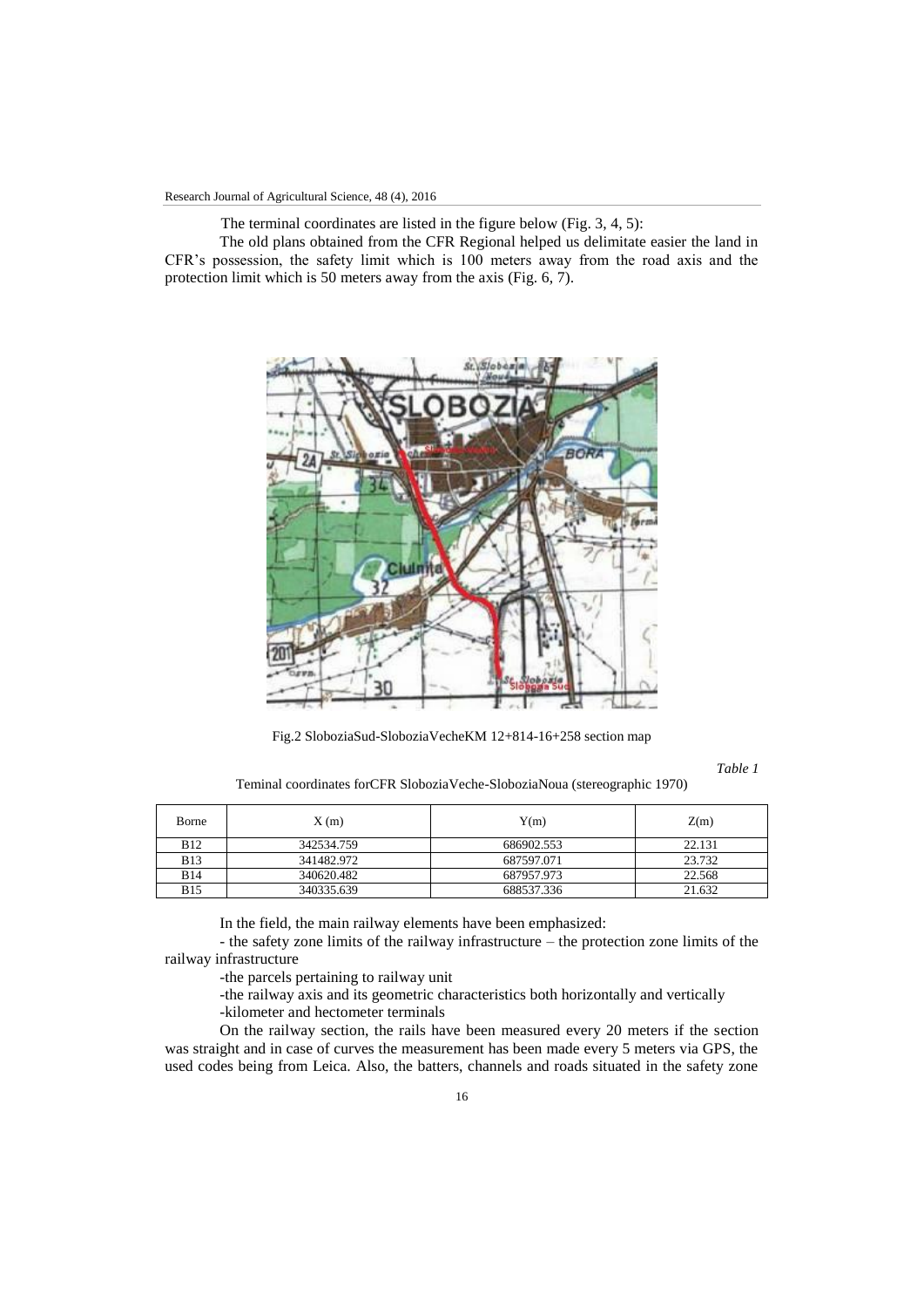The terminal coordinates are listed in the figure below (Fig. 3, 4, 5):

The old plans obtained from the CFR Regional helped us delimitate easier the land in CFR's possession, the safety limit which is 100 meters away from the road axis and the protection limit which is 50 meters away from the axis (Fig. 6, 7).

Fig.2 SloboziaSud-SloboziaVecheKM 12+814-16+258 section map

*Table 1*

Teminal coordinates forCFR SloboziaVeche-SloboziaNoua (stereographic 1970)

| Borne | X (m) | Y(m) | Z(m) |
|---|---|---|---|
| B12 | 342534.759 | 686902.553 | 22.131 |
| B13 | 341482.972 | 687597.071 | 23.732 |
| B14 | 340620.482 | 687957.973 | 22.568 |
| B15 | 340335.639 | 688537.336 | 21.632 |

In the field, the main railway elements have been emphasized:

- the safety zone limits of the railway infrastructure – the protection zone limits of the railway infrastructure

-the parcels pertaining to railway unit

-the railway axis and its geometric characteristics both horizontally and vertically

-kilometer and hectometer terminals

On the railway section, the rails have been measured every 20 meters if the section was straight and in case of curves the measurement has been made every 5 meters via GPS, the used codes being from Leica. Also, the batters, channels and roads situated in the safety zone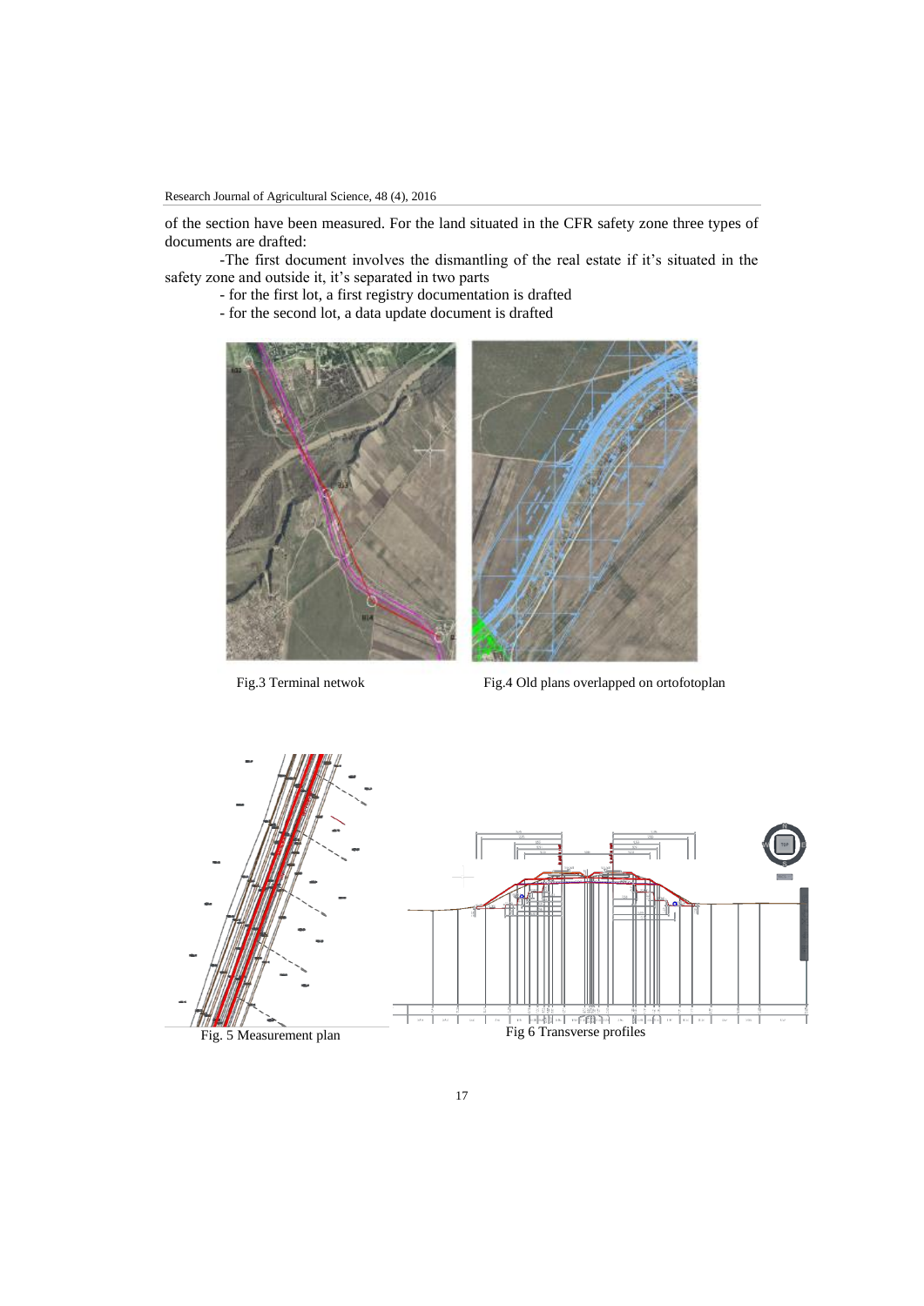of the section have been measured. For the land situated in the CFR safety zone three types of documents are drafted:

-The first document involves the dismantling of the real estate if it's situated in the safety zone and outside it, it's separated in two parts

- for the first lot, a first registry documentation is drafted
- for the second lot, a data update document is drafted

Fig.3 Terminal netwok

Fig.4 Old plans overlapped on ortofotoplan

Fig. 5 Measurement plan

Fig 6 Transverse profiles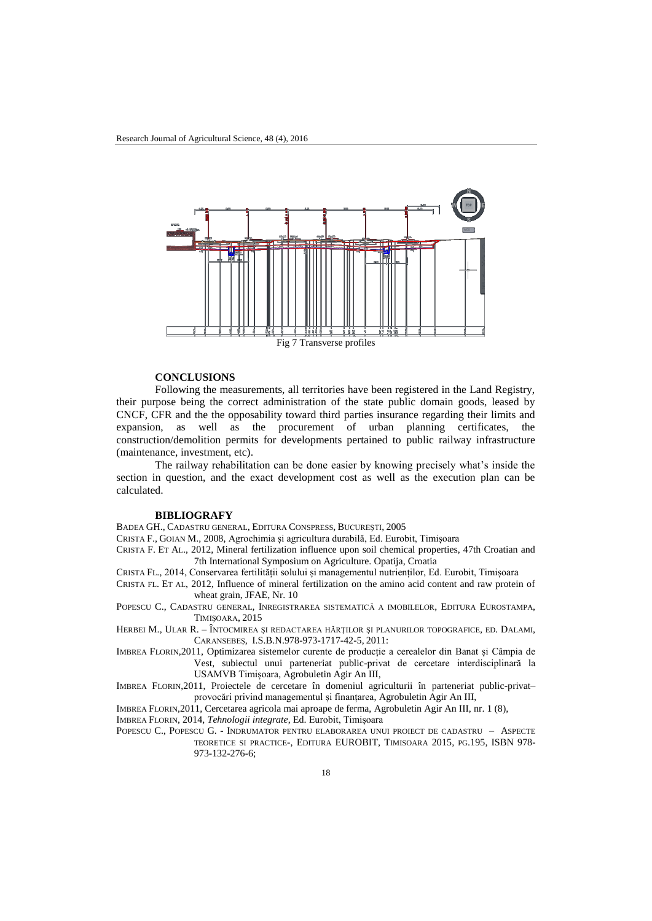Fig 7 Transverse profiles

## CONCLUSIONS

Following the measurements, all territories have been registered in the Land Registry, their purpose being the correct administration of the state public domain goods, leased by CNCF, CFR and the the opposability toward third parties insurance regarding their limits and expansion, as well as the procurement of urban planning certificates, the construction/demolition permits for developments pertained to public railway infrastructure (maintenance, investment, etc).

The railway rehabilitation can be done easier by knowing precisely what's inside the section in question, and the exact development cost as well as the execution plan can be calculated.

## BIBLIOGRAFY

BADEA GH., CADASTRU GENERAL, EDITURA CONSPRESS, BUCUREȘTI, 2005

CRISTA F., GOIAN M., 2008, Agrochimia și agricultura durabilă, Ed. Eurobit, Timișoara

CRISTA F. ET AL., 2012, Mineral fertilization influence upon soil chemical properties, 47th Croatian and 7th International Symposium on Agriculture. Opatija, Croatia

CRISTA FL., 2014, Conservarea fertilității solului și managementul nutrienților, Ed. Eurobit, Timișoara

CRISTA FL. ET AL, 2012, Influence of mineral fertilization on the amino acid content and raw protein of wheat grain, JFAE, Nr. 10

POPESCU C., CADASTRU GENERAL, INREGISTRAREA SISTEMATICĂ A IMOBILELOR, EDITURA EUROSTAMPA, TIMIȘOARA, 2015

HERBEI M., ULAR R. – ÎNTOCMIREA ȘI REDACTAREA HĂRȚILOR ȘI PLANURILOR TOPOGRAFICE, ED. DALAMI, CARANSEBEȘ, I.S.B.N.978-973-1717-42-5, 2011:

IMBREA FLORIN,2011, Optimizarea sistemelor curente de producție a cerealelor din Banat și Câmpia de Vest, subiectul unui parteneriat public-privat de cercetare interdisciplinară la USAMVB Timișoara, Agrobuletin Agir An III,

IMBREA FLORIN,2011, Proiectele de cercetare în domeniul agriculturii în parteneriat public-privat– provocări privind managementul și finanțarea, Agrobuletin Agir An III,

IMBREA FLORIN,2011, Cercetarea agricola mai aproape de ferma, Agrobuletin Agir An III, nr. 1 (8),

IMBREA FLORIN, 2014, *Tehnologii integrate*, Ed. Eurobit, Timișoara

POPESCU C., POPESCU G. - INDRUMATOR PENTRU ELABORAREA UNUI PROIECT DE CADASTRU – ASPECTE TEORETICE SI PRACTICE-, EDITURA EUROBIT, TIMISOARA 2015, PG.195, ISBN 978-973-132-276-6;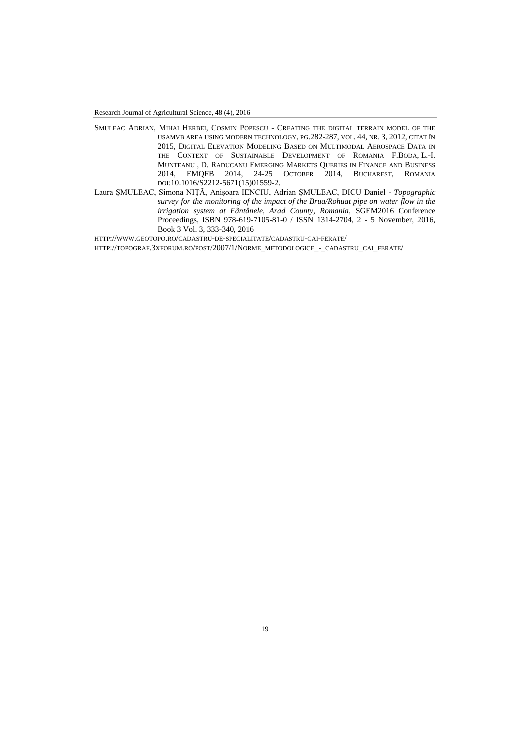SMULEAC ADRIAN, MIHAI HERBEI, COSMIN POPESCU - CREATING THE DIGITAL TERRAIN MODEL OF THE USAMVB AREA USING MODERN TECHNOLOGY, PG.282-287, VOL. 44, NR. 3, 2012, CITAT ÎN 2015, DIGITAL ELEVATION MODELING BASED ON MULTIMODAL AEROSPACE DATA IN THE CONTEXT OF SUSTAINABLE DEVELOPMENT OF ROMANIA F.BODA, L.-I. MUNTEANU , D. RADUCANU EMERGING MARKETS QUERIES IN FINANCE AND BUSINESS 2014, EMQFB 2014, 24-25 OCTOBER 2014, BUCHAREST, ROMANIA DOI:10.1016/S2212-5671(15)01559-2.

Laura ŞMULEAC, Simona NIŢĂ, Anişoara IENCIU, Adrian ŞMULEAC, DICU Daniel - *Topographic survey for the monitoring of the impact of the Brua/Rohuat pipe on water flow in the irrigation system at Fântânele, Arad County, Romania,* SGEM2016 Conference Proceedings, ISBN 978-619-7105-81-0 / ISSN 1314-2704, 2 - 5 November, 2016, Book 3 Vol. 3, 333-340, 2016

HTTP://WWW.GEOTOPO.RO/CADASTRU-DE-SPECIALITATE/CADASTRU-CAI-FERATE/

HTTP://TOPOGRAF.3XFORUM.RO/POST/2007/1/NORME_METODOLOGICE_-_CADASTRU_CAI_FERATE/